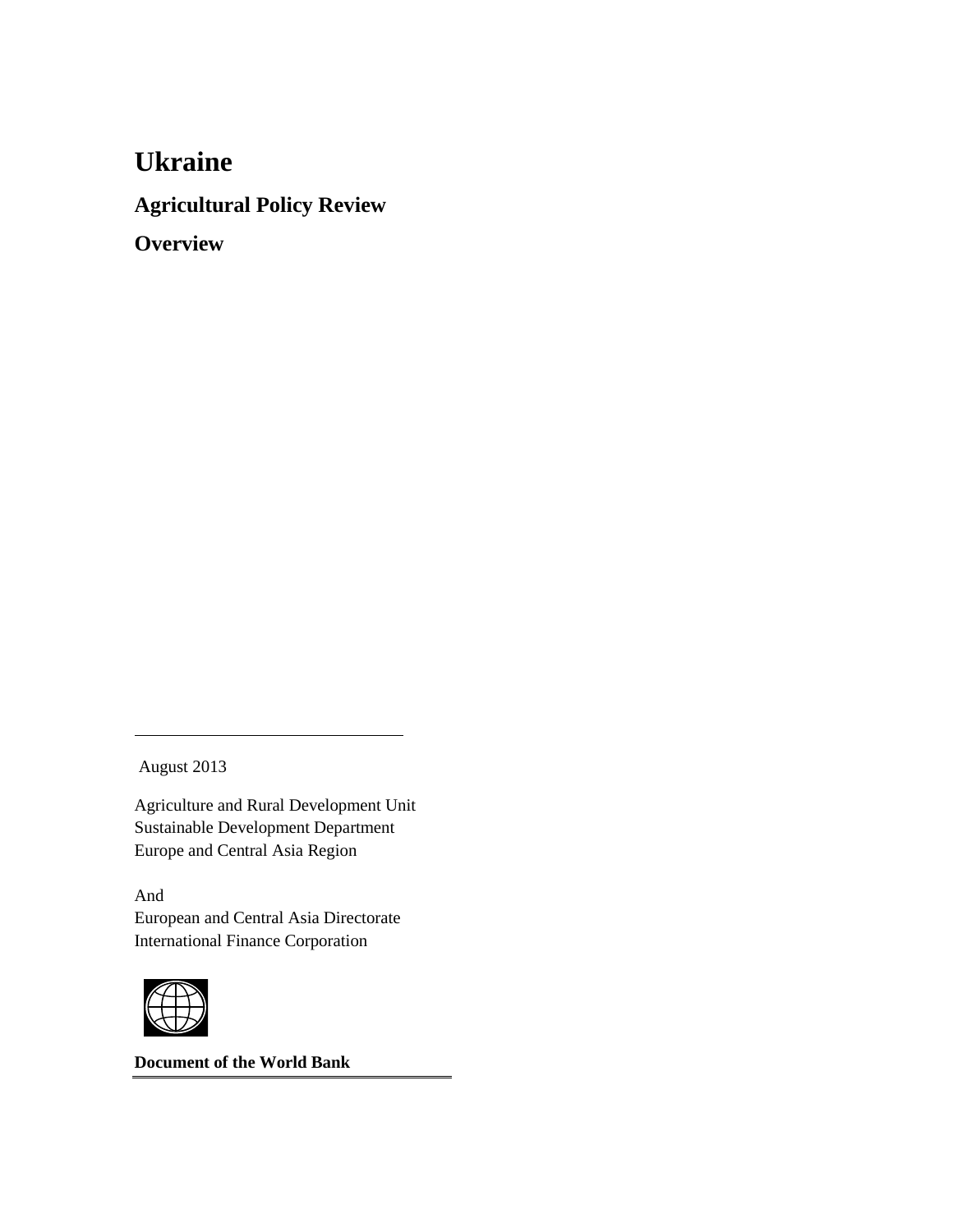# Ukraine

## Agricultural Policy Review

## Overview

August 2013

Agriculture and Rural Development Unit
Sustainable Development Department
Europe and Central Asia Region

And
European and Central Asia Directorate
International Finance Corporation

**Document of the World Bank**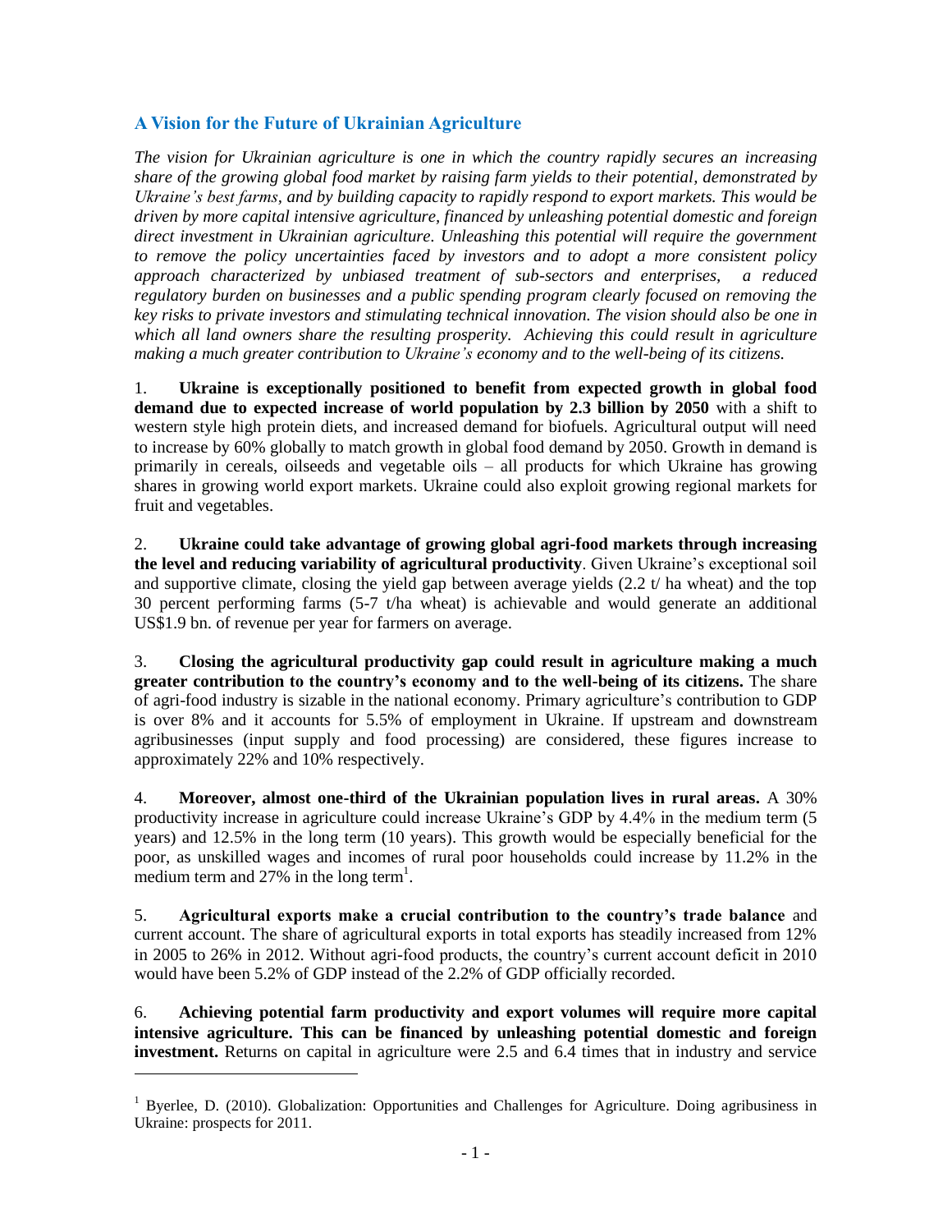## A Vision for the Future of Ukrainian Agriculture

*The vision for Ukrainian agriculture is one in which the country rapidly secures an increasing share of the growing global food market by raising farm yields to their potential, demonstrated by Ukraine's best farms, and by building capacity to rapidly respond to export markets. This would be driven by more capital intensive agriculture, financed by unleashing potential domestic and foreign direct investment in Ukrainian agriculture. Unleashing this potential will require the government to remove the policy uncertainties faced by investors and to adopt a more consistent policy approach characterized by unbiased treatment of sub-sectors and enterprises, a reduced regulatory burden on businesses and a public spending program clearly focused on removing the key risks to private investors and stimulating technical innovation. The vision should also be one in which all land owners share the resulting prosperity. Achieving this could result in agriculture making a much greater contribution to Ukraine's economy and to the well-being of its citizens.*

1. **Ukraine is exceptionally positioned to benefit from expected growth in global food demand due to expected increase of world population by 2.3 billion by 2050** with a shift to western style high protein diets, and increased demand for biofuels. Agricultural output will need to increase by 60% globally to match growth in global food demand by 2050. Growth in demand is primarily in cereals, oilseeds and vegetable oils – all products for which Ukraine has growing shares in growing world export markets. Ukraine could also exploit growing regional markets for fruit and vegetables.

2. **Ukraine could take advantage of growing global agri-food markets through increasing the level and reducing variability of agricultural productivity**. Given Ukraine's exceptional soil and supportive climate, closing the yield gap between average yields (2.2 t/ ha wheat) and the top 30 percent performing farms (5-7 t/ha wheat) is achievable and would generate an additional US$1.9 bn. of revenue per year for farmers on average.

3. **Closing the agricultural productivity gap could result in agriculture making a much greater contribution to the country's economy and to the well-being of its citizens.** The share of agri-food industry is sizable in the national economy. Primary agriculture's contribution to GDP is over 8% and it accounts for 5.5% of employment in Ukraine. If upstream and downstream agribusinesses (input supply and food processing) are considered, these figures increase to approximately 22% and 10% respectively.

4. **Moreover, almost one-third of the Ukrainian population lives in rural areas.** A 30% productivity increase in agriculture could increase Ukraine's GDP by 4.4% in the medium term (5 years) and 12.5% in the long term (10 years). This growth would be especially beneficial for the poor, as unskilled wages and incomes of rural poor households could increase by 11.2% in the medium term and 27% in the long term[1].

5. **Agricultural exports make a crucial contribution to the country's trade balance** and current account. The share of agricultural exports in total exports has steadily increased from 12% in 2005 to 26% in 2012. Without agri-food products, the country's current account deficit in 2010 would have been 5.2% of GDP instead of the 2.2% of GDP officially recorded.

6. **Achieving potential farm productivity and export volumes will require more capital intensive agriculture. This can be financed by unleashing potential domestic and foreign investment.** Returns on capital in agriculture were 2.5 and 6.4 times that in industry and service

[1] Byerlee, D. (2010). Globalization: Opportunities and Challenges for Agriculture. Doing agribusiness in Ukraine: prospects for 2011.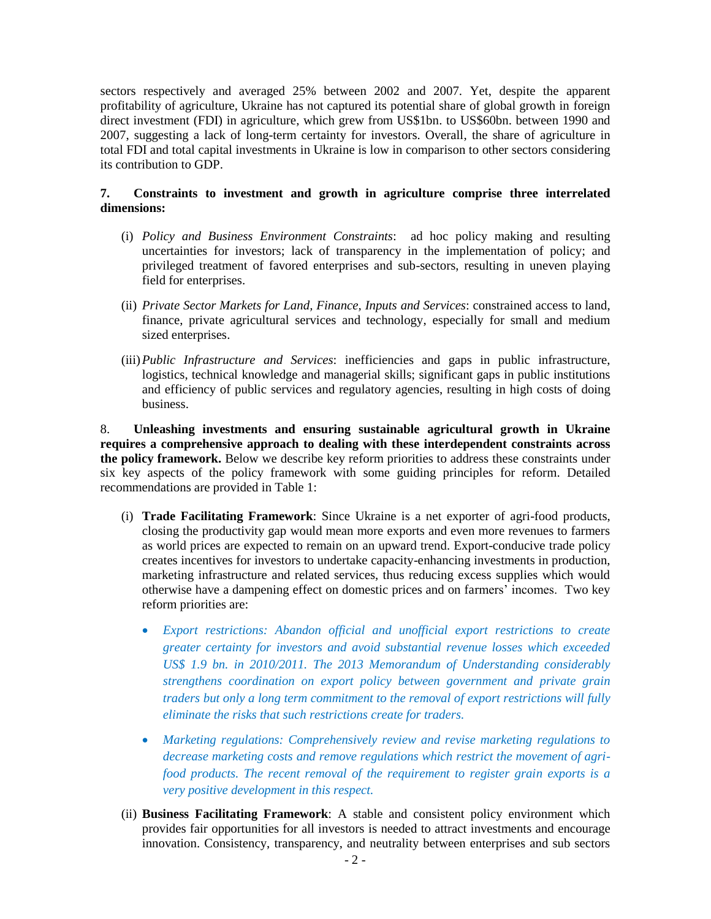sectors respectively and averaged 25% between 2002 and 2007. Yet, despite the apparent profitability of agriculture, Ukraine has not captured its potential share of global growth in foreign direct investment (FDI) in agriculture, which grew from US$1bn. to US$60bn. between 1990 and 2007, suggesting a lack of long-term certainty for investors. Overall, the share of agriculture in total FDI and total capital investments in Ukraine is low in comparison to other sectors considering its contribution to GDP.

7. **Constraints to investment and growth in agriculture comprise three interrelated dimensions:**

(i) *Policy and Business Environment Constraints*: ad hoc policy making and resulting uncertainties for investors; lack of transparency in the implementation of policy; and privileged treatment of favored enterprises and sub-sectors, resulting in uneven playing field for enterprises.

(ii) *Private Sector Markets for Land, Finance, Inputs and Services*: constrained access to land, finance, private agricultural services and technology, especially for small and medium sized enterprises.

(iii) *Public Infrastructure and Services*: inefficiencies and gaps in public infrastructure, logistics, technical knowledge and managerial skills; significant gaps in public institutions and efficiency of public services and regulatory agencies, resulting in high costs of doing business.

8. **Unleashing investments and ensuring sustainable agricultural growth in Ukraine requires a comprehensive approach to dealing with these interdependent constraints across the policy framework.** Below we describe key reform priorities to address these constraints under six key aspects of the policy framework with some guiding principles for reform. Detailed recommendations are provided in Table 1:

(i) **Trade Facilitating Framework**: Since Ukraine is a net exporter of agri-food products, closing the productivity gap would mean more exports and even more revenues to farmers as world prices are expected to remain on an upward trend. Export-conducive trade policy creates incentives for investors to undertake capacity-enhancing investments in production, marketing infrastructure and related services, thus reducing excess supplies which would otherwise have a dampening effect on domestic prices and on farmers' incomes. Two key reform priorities are:

- *Export restrictions: Abandon official and unofficial export restrictions to create greater certainty for investors and avoid substantial revenue losses which exceeded US$ 1.9 bn. in 2010/2011. The 2013 Memorandum of Understanding considerably strengthens coordination on export policy between government and private grain traders but only a long term commitment to the removal of export restrictions will fully eliminate the risks that such restrictions create for traders.*

- *Marketing regulations: Comprehensively review and revise marketing regulations to decrease marketing costs and remove regulations which restrict the movement of agri-food products. The recent removal of the requirement to register grain exports is a very positive development in this respect.*

(ii) **Business Facilitating Framework**: A stable and consistent policy environment which provides fair opportunities for all investors is needed to attract investments and encourage innovation. Consistency, transparency, and neutrality between enterprises and sub sectors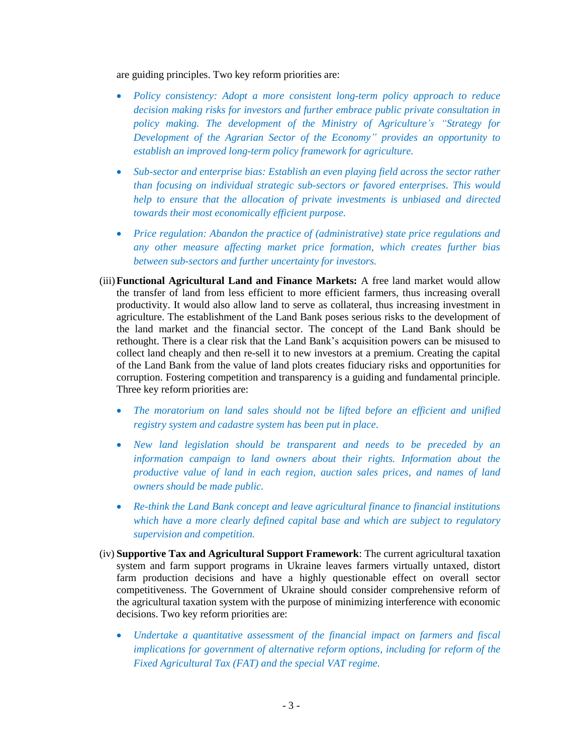are guiding principles. Two key reform priorities are:

- *Policy consistency: Adopt a more consistent long-term policy approach to reduce decision making risks for investors and further embrace public private consultation in policy making. The development of the Ministry of Agriculture's "Strategy for Development of the Agrarian Sector of the Economy" provides an opportunity to establish an improved long-term policy framework for agriculture.*

- *Sub-sector and enterprise bias: Establish an even playing field across the sector rather than focusing on individual strategic sub-sectors or favored enterprises. This would help to ensure that the allocation of private investments is unbiased and directed towards their most economically efficient purpose.*

- *Price regulation: Abandon the practice of (administrative) state price regulations and any other measure affecting market price formation, which creates further bias between sub-sectors and further uncertainty for investors.*

(iii) **Functional Agricultural Land and Finance Markets:** A free land market would allow the transfer of land from less efficient to more efficient farmers, thus increasing overall productivity. It would also allow land to serve as collateral, thus increasing investment in agriculture. The establishment of the Land Bank poses serious risks to the development of the land market and the financial sector. The concept of the Land Bank should be rethought. There is a clear risk that the Land Bank's acquisition powers can be misused to collect land cheaply and then re-sell it to new investors at a premium. Creating the capital of the Land Bank from the value of land plots creates fiduciary risks and opportunities for corruption. Fostering competition and transparency is a guiding and fundamental principle. Three key reform priorities are:

- *The moratorium on land sales should not be lifted before an efficient and unified registry system and cadastre system has been put in place.*

- *New land legislation should be transparent and needs to be preceded by an information campaign to land owners about their rights. Information about the productive value of land in each region, auction sales prices, and names of land owners should be made public.*

- *Re-think the Land Bank concept and leave agricultural finance to financial institutions which have a more clearly defined capital base and which are subject to regulatory supervision and competition.*

(iv) **Supportive Tax and Agricultural Support Framework**: The current agricultural taxation system and farm support programs in Ukraine leaves farmers virtually untaxed, distort farm production decisions and have a highly questionable effect on overall sector competitiveness. The Government of Ukraine should consider comprehensive reform of the agricultural taxation system with the purpose of minimizing interference with economic decisions. Two key reform priorities are:

- *Undertake a quantitative assessment of the financial impact on farmers and fiscal implications for government of alternative reform options, including for reform of the Fixed Agricultural Tax (FAT) and the special VAT regime.*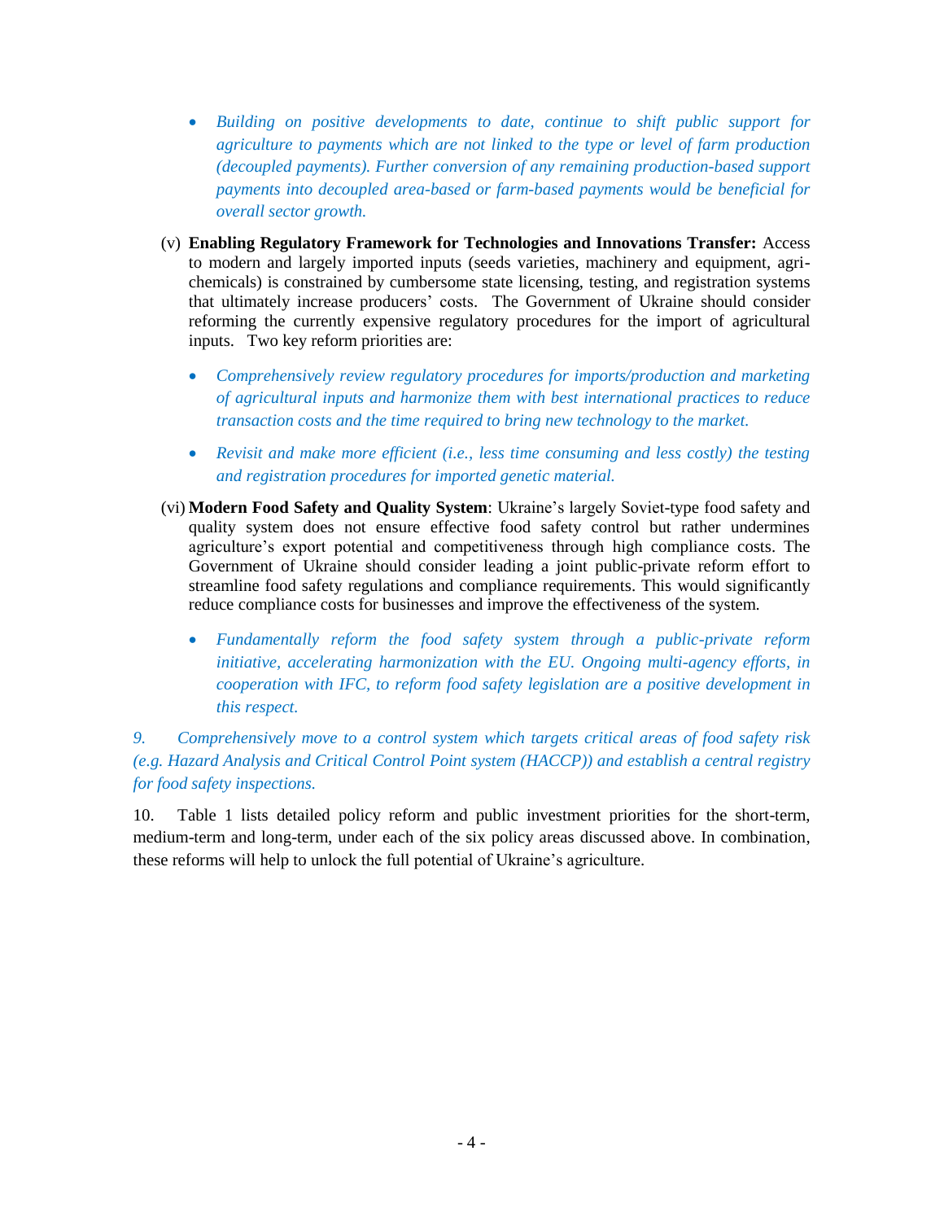- *Building on positive developments to date, continue to shift public support for agriculture to payments which are not linked to the type or level of farm production (decoupled payments). Further conversion of any remaining production-based support payments into decoupled area-based or farm-based payments would be beneficial for overall sector growth.*

(v) **Enabling Regulatory Framework for Technologies and Innovations Transfer:** Access to modern and largely imported inputs (seeds varieties, machinery and equipment, agri-chemicals) is constrained by cumbersome state licensing, testing, and registration systems that ultimately increase producers' costs. The Government of Ukraine should consider reforming the currently expensive regulatory procedures for the import of agricultural inputs. Two key reform priorities are:

- *Comprehensively review regulatory procedures for imports/production and marketing of agricultural inputs and harmonize them with best international practices to reduce transaction costs and the time required to bring new technology to the market.*
- *Revisit and make more efficient (i.e., less time consuming and less costly) the testing and registration procedures for imported genetic material.*

(vi) **Modern Food Safety and Quality System**: Ukraine's largely Soviet-type food safety and quality system does not ensure effective food safety control but rather undermines agriculture's export potential and competitiveness through high compliance costs. The Government of Ukraine should consider leading a joint public-private reform effort to streamline food safety regulations and compliance requirements. This would significantly reduce compliance costs for businesses and improve the effectiveness of the system.

- *Fundamentally reform the food safety system through a public-private reform initiative, accelerating harmonization with the EU. Ongoing multi-agency efforts, in cooperation with IFC, to reform food safety legislation are a positive development in this respect.*

*9. Comprehensively move to a control system which targets critical areas of food safety risk (e.g. Hazard Analysis and Critical Control Point system (HACCP)) and establish a central registry for food safety inspections.*

10. Table 1 lists detailed policy reform and public investment priorities for the short-term, medium-term and long-term, under each of the six policy areas discussed above. In combination, these reforms will help to unlock the full potential of Ukraine's agriculture.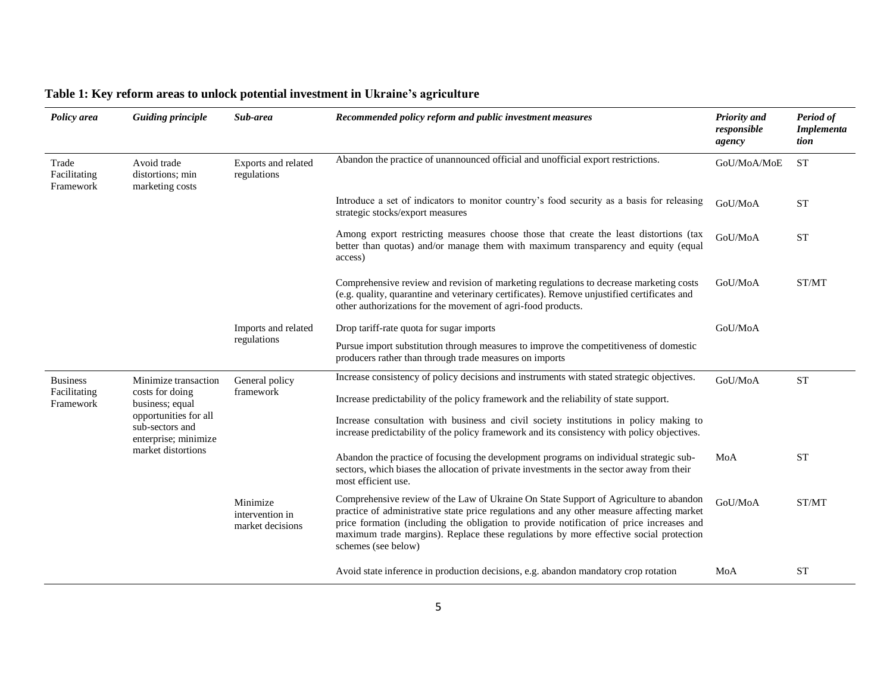**Table 1: Key reform areas to unlock potential investment in Ukraine's agriculture**

| *Policy area* | *Guiding principle* | *Sub-area* | *Recommended policy reform and public investment measures* | *Priority and responsible agency* | *Period of Implementation* |
|---|---|---|---|---|---|
| Trade Facilitating Framework | Avoid trade distortions; min marketing costs | Exports and related regulations | Abandon the practice of unannounced official and unofficial export restrictions. | GoU/MoA/MoE | ST |
| | | | Introduce a set of indicators to monitor country's food security as a basis for releasing strategic stocks/export measures | GoU/MoA | ST |
| | | | Among export restricting measures choose those that create the least distortions (tax better than quotas) and/or manage them with maximum transparency and equity (equal access) | GoU/MoA | ST |
| | | | Comprehensive review and revision of marketing regulations to decrease marketing costs (e.g. quality, quarantine and veterinary certificates). Remove unjustified certificates and other authorizations for the movement of agri-food products. | GoU/MoA | ST/MT |
| | | Imports and related regulations | Drop tariff-rate quota for sugar imports | GoU/MoA | |
| | | | Pursue import substitution through measures to improve the competitiveness of domestic producers rather than through trade measures on imports | | |
| Business Facilitating Framework | Minimize transaction costs for doing business; equal opportunities for all sub-sectors and enterprise; minimize market distortions | General policy framework | Increase consistency of policy decisions and instruments with stated strategic objectives. | GoU/MoA | ST |
| | | | Increase predictability of the policy framework and the reliability of state support. | | |
| | | | Increase consultation with business and civil society institutions in policy making to increase predictability of the policy framework and its consistency with policy objectives. | | |
| | | | Abandon the practice of focusing the development programs on individual strategic sub-sectors, which biases the allocation of private investments in the sector away from their most efficient use. | MoA | ST |
| | | Minimize intervention in market decisions | Comprehensive review of the Law of Ukraine On State Support of Agriculture to abandon practice of administrative state price regulations and any other measure affecting market price formation (including the obligation to provide notification of price increases and maximum trade margins). Replace these regulations by more effective social protection schemes (see below) | GoU/MoA | ST/MT |
| | | | Avoid state inference in production decisions, e.g. abandon mandatory crop rotation | MoA | ST |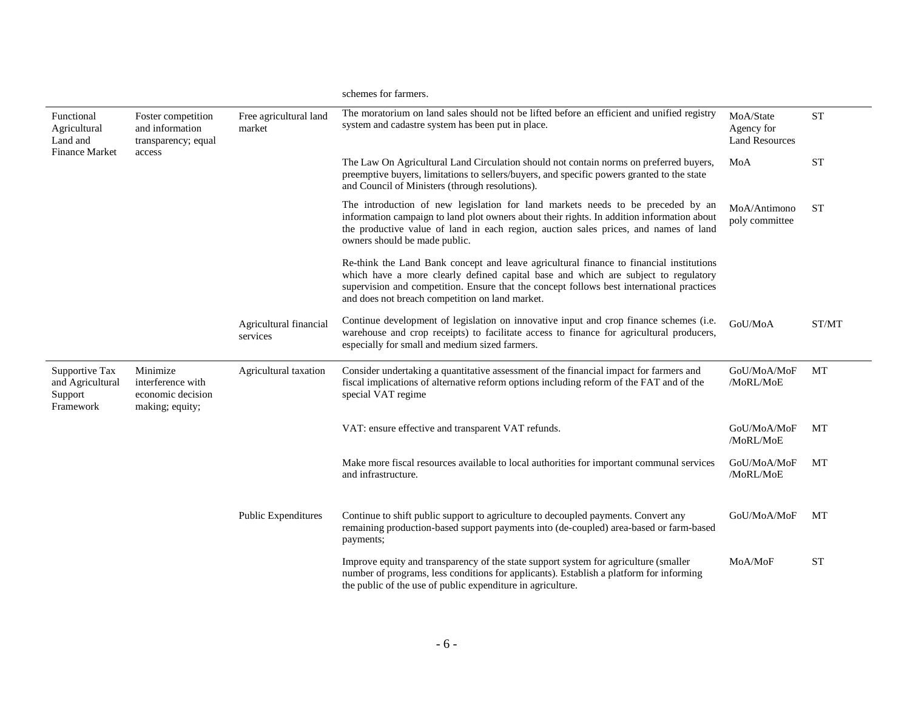| | | | schemes for farmers. | | |
|---|---|---|---|---|---|
| Functional Agricultural Land and Finance Market | Foster competition and information transparency; equal access | Free agricultural land market | The moratorium on land sales should not be lifted before an efficient and unified registry system and cadastre system has been put in place. | MoA/State Agency for Land Resources | ST |
| | | | The Law On Agricultural Land Circulation should not contain norms on preferred buyers, preemptive buyers, limitations to sellers/buyers, and specific powers granted to the state and Council of Ministers (through resolutions). | MoA | ST |
| | | | The introduction of new legislation for land markets needs to be preceded by an information campaign to land plot owners about their rights. In addition information about the productive value of land in each region, auction sales prices, and names of land owners should be made public. | MoA/Antimonopoly committee | ST |
| | | | Re-think the Land Bank concept and leave agricultural finance to financial institutions which have a more clearly defined capital base and which are subject to regulatory supervision and competition. Ensure that the concept follows best international practices and does not breach competition on land market. | | |
| | | Agricultural financial services | Continue development of legislation on innovative input and crop finance schemes (i.e. warehouse and crop receipts) to facilitate access to finance for agricultural producers, especially for small and medium sized farmers. | GoU/MoA | ST/MT |
| Supportive Tax and Agricultural Support Framework | Minimize interference with economic decision making; equity; | Agricultural taxation | Consider undertaking a quantitative assessment of the financial impact for farmers and fiscal implications of alternative reform options including reform of the FAT and of the special VAT regime | GoU/MoA/MoF /MoRL/MoE | MT |
| | | | VAT: ensure effective and transparent VAT refunds. | GoU/MoA/MoF /MoRL/MoE | MT |
| | | | Make more fiscal resources available to local authorities for important communal services and infrastructure. | GoU/MoA/MoF /MoRL/MoE | MT |
| | | Public Expenditures | Continue to shift public support to agriculture to decoupled payments. Convert any remaining production-based support payments into (de-coupled) area-based or farm-based payments; | GoU/MoA/MoF | MT |
| | | | Improve equity and transparency of the state support system for agriculture (smaller number of programs, less conditions for applicants). Establish a platform for informing the public of the use of public expenditure in agriculture. | MoA/MoF | ST |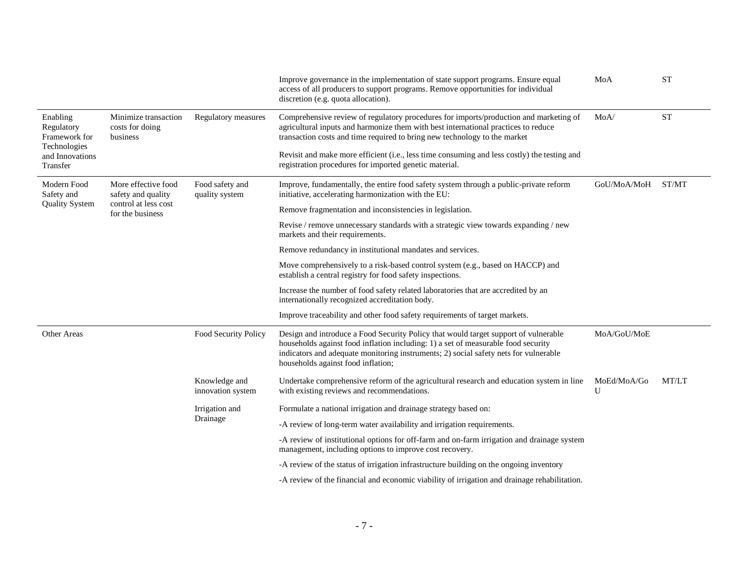| | | | | | |
|---|---|---|---|---|---|
| | | | Improve governance in the implementation of state support programs. Ensure equal access of all producers to support programs. Remove opportunities for individual discretion (e.g. quota allocation). | MoA | ST |
| Enabling Regulatory Framework for Technologies and Innovations Transfer | Minimize transaction costs for doing business | Regulatory measures | Comprehensive review of regulatory procedures for imports/production and marketing of agricultural inputs and harmonize them with best international practices to reduce transaction costs and time required to bring new technology to the market | MoA/ | ST |
| | | | Revisit and make more efficient (i.e., less time consuming and less costly) the testing and registration procedures for imported genetic material. | | |
| Modern Food Safety and Quality System | More effective food safety and quality control at less cost for the business | Food safety and quality system | Improve, fundamentally, the entire food safety system through a public-private reform initiative, accelerating harmonization with the EU: | GoU/MoA/MoH | ST/MT |
| | | | Remove fragmentation and inconsistencies in legislation. | | |
| | | | Revise / remove unnecessary standards with a strategic view towards expanding / new markets and their requirements. | | |
| | | | Remove redundancy in institutional mandates and services. | | |
| | | | Move comprehensively to a risk-based control system (e.g., based on HACCP) and establish a central registry for food safety inspections. | | |
| | | | Increase the number of food safety related laboratories that are accredited by an internationally recognized accreditation body. | | |
| | | | Improve traceability and other food safety requirements of target markets. | | |
| Other Areas | | Food Security Policy | Design and introduce a Food Security Policy that would target support of vulnerable households against food inflation including: 1) a set of measurable food security indicators and adequate monitoring instruments; 2) social safety nets for vulnerable households against food inflation; | MoA/GoU/MoE | |
| | | Knowledge and innovation system | Undertake comprehensive reform of the agricultural research and education system in line with existing reviews and recommendations. | MoEd/MoA/GoU | MT/LT |
| | | Irrigation and Drainage | Formulate a national irrigation and drainage strategy based on: | | |
| | | | -A review of long-term water availability and irrigation requirements. | | |
| | | | -A review of institutional options for off-farm and on-farm irrigation and drainage system management, including options to improve cost recovery. | | |
| | | | -A review of the status of irrigation infrastructure building on the ongoing inventory | | |
| | | | -A review of the financial and economic viability of irrigation and drainage rehabilitation. | | |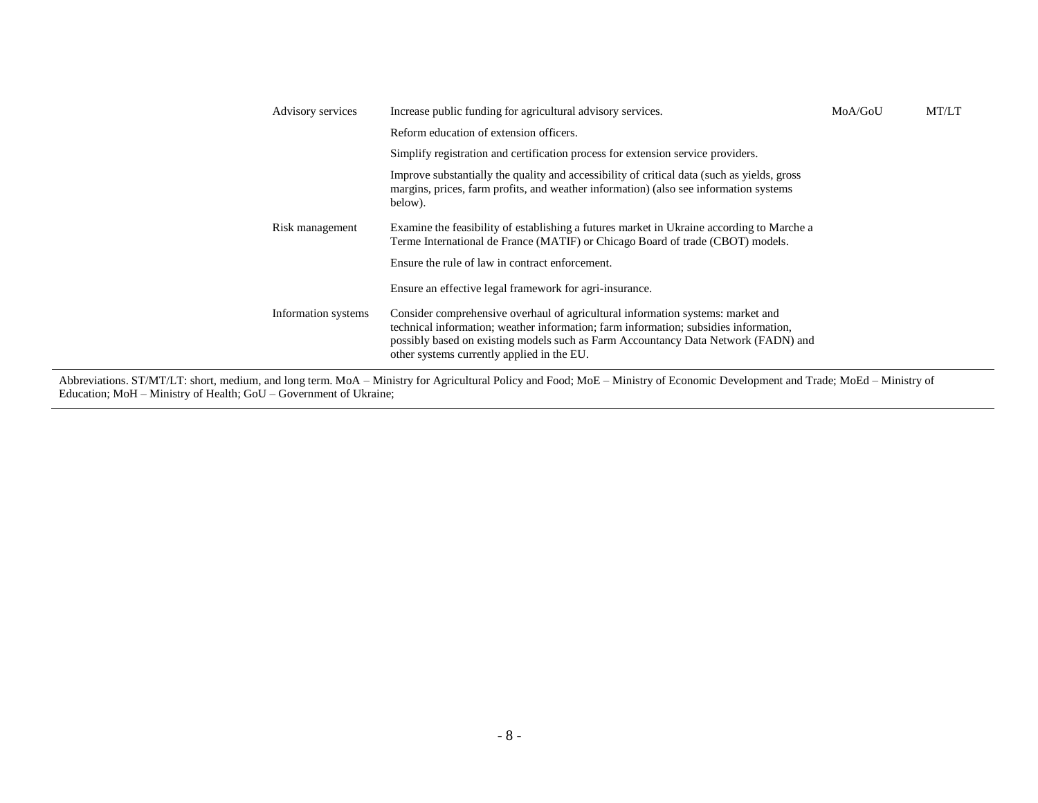| | | | | |
|---|---|---|---|---|
| | Advisory services | Increase public funding for agricultural advisory services. | MoA/GoU | MT/LT |
| | | Reform education of extension officers. | | |
| | | Simplify registration and certification process for extension service providers. | | |
| | | Improve substantially the quality and accessibility of critical data (such as yields, gross margins, prices, farm profits, and weather information) (also see information systems below). | | |
| | Risk management | Examine the feasibility of establishing a futures market in Ukraine according to Marche a Terme International de France (MATIF) or Chicago Board of trade (CBOT) models. | | |
| | | Ensure the rule of law in contract enforcement. | | |
| | | Ensure an effective legal framework for agri-insurance. | | |
| | Information systems | Consider comprehensive overhaul of agricultural information systems: market and technical information; weather information; farm information; subsidies information, possibly based on existing models such as Farm Accountancy Data Network (FADN) and other systems currently applied in the EU. | | |

Abbreviations. ST/MT/LT: short, medium, and long term. MoA – Ministry for Agricultural Policy and Food; MoE – Ministry of Economic Development and Trade; MoEd – Ministry of Education; MoH – Ministry of Health; GoU – Government of Ukraine;